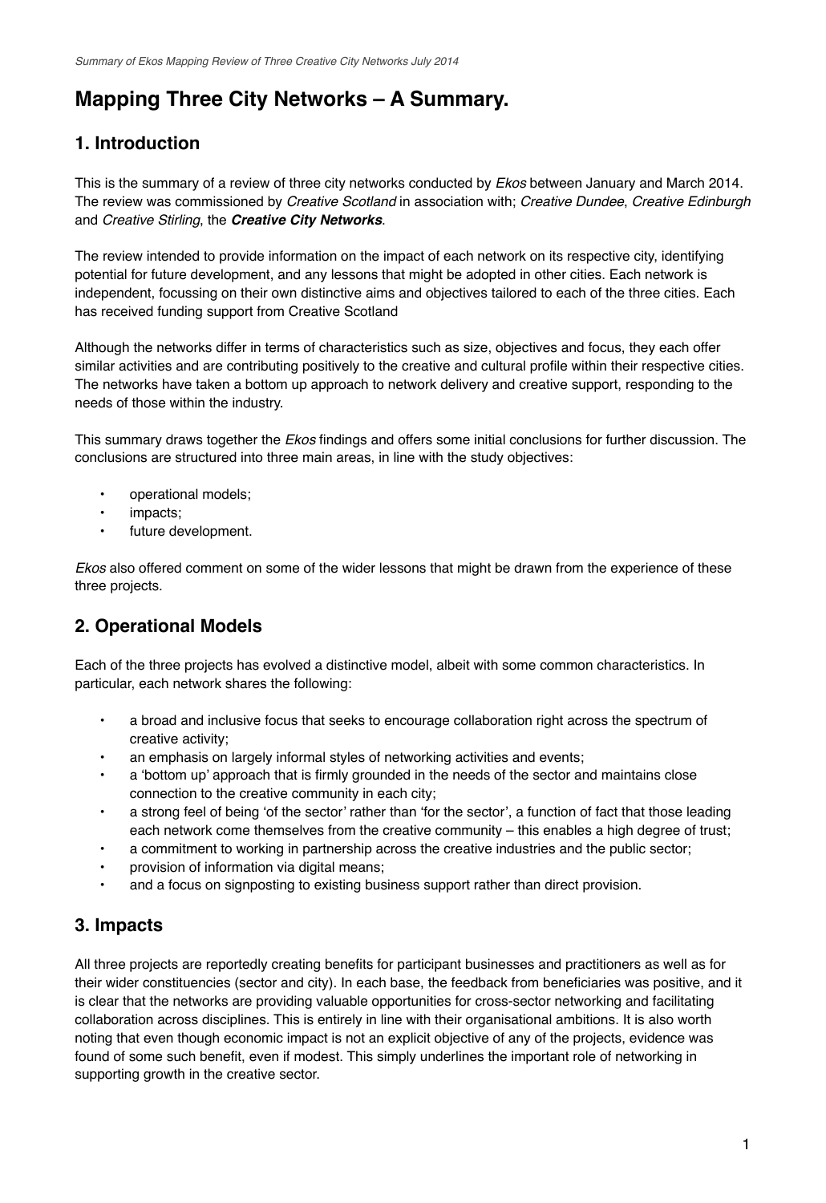# Mapping Three City Networks – A Summary.

## 1. Introduction

This is the summary of a review of three city networks conducted by *Ekos* between January and March 2014. The review was commissioned by *Creative Scotland* in association with; *Creative Dundee*, *Creative Edinburgh* and *Creative Stirling*, the ***Creative City Networks***.

The review intended to provide information on the impact of each network on its respective city, identifying potential for future development, and any lessons that might be adopted in other cities. Each network is independent, focussing on their own distinctive aims and objectives tailored to each of the three cities. Each has received funding support from Creative Scotland

Although the networks differ in terms of characteristics such as size, objectives and focus, they each offer similar activities and are contributing positively to the creative and cultural profile within their respective cities. The networks have taken a bottom up approach to network delivery and creative support, responding to the needs of those within the industry.

This summary draws together the *Ekos* findings and offers some initial conclusions for further discussion. The conclusions are structured into three main areas, in line with the study objectives:

- operational models;
- impacts;
- future development.

*Ekos* also offered comment on some of the wider lessons that might be drawn from the experience of these three projects.

## 2. Operational Models

Each of the three projects has evolved a distinctive model, albeit with some common characteristics. In particular, each network shares the following:

- a broad and inclusive focus that seeks to encourage collaboration right across the spectrum of creative activity;
- an emphasis on largely informal styles of networking activities and events;
- a 'bottom up' approach that is firmly grounded in the needs of the sector and maintains close connection to the creative community in each city;
- a strong feel of being 'of the sector' rather than 'for the sector', a function of fact that those leading each network come themselves from the creative community – this enables a high degree of trust;
- a commitment to working in partnership across the creative industries and the public sector;
- provision of information via digital means;
- and a focus on signposting to existing business support rather than direct provision.

## 3. Impacts

All three projects are reportedly creating benefits for participant businesses and practitioners as well as for their wider constituencies (sector and city). In each base, the feedback from beneficiaries was positive, and it is clear that the networks are providing valuable opportunities for cross-sector networking and facilitating collaboration across disciplines. This is entirely in line with their organisational ambitions. It is also worth noting that even though economic impact is not an explicit objective of any of the projects, evidence was found of some such benefit, even if modest. This simply underlines the important role of networking in supporting growth in the creative sector.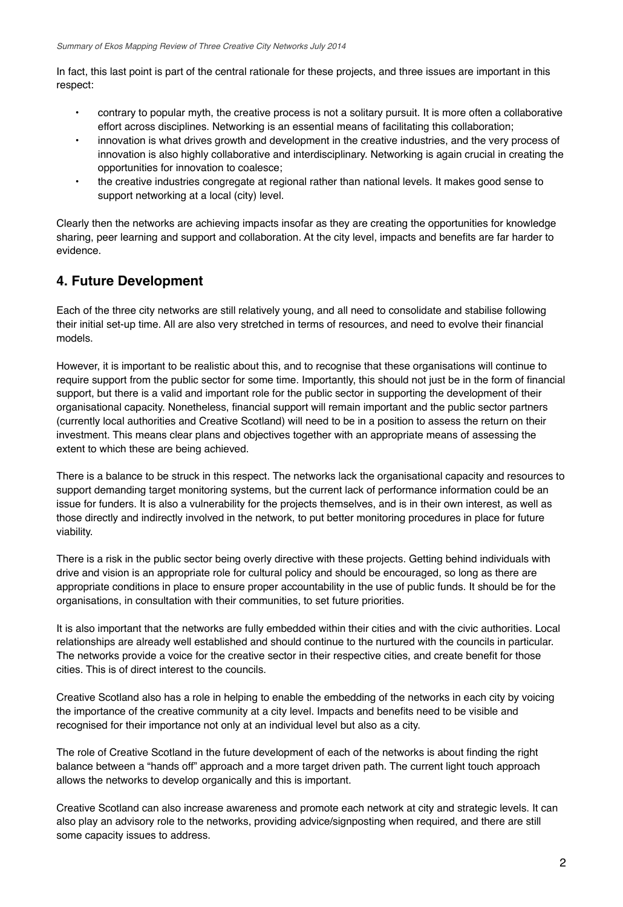In fact, this last point is part of the central rationale for these projects, and three issues are important in this respect:

- contrary to popular myth, the creative process is not a solitary pursuit. It is more often a collaborative effort across disciplines. Networking is an essential means of facilitating this collaboration;
- innovation is what drives growth and development in the creative industries, and the very process of innovation is also highly collaborative and interdisciplinary. Networking is again crucial in creating the opportunities for innovation to coalesce;
- the creative industries congregate at regional rather than national levels. It makes good sense to support networking at a local (city) level.

Clearly then the networks are achieving impacts insofar as they are creating the opportunities for knowledge sharing, peer learning and support and collaboration. At the city level, impacts and benefits are far harder to evidence.

## 4. Future Development

Each of the three city networks are still relatively young, and all need to consolidate and stabilise following their initial set-up time. All are also very stretched in terms of resources, and need to evolve their financial models.

However, it is important to be realistic about this, and to recognise that these organisations will continue to require support from the public sector for some time. Importantly, this should not just be in the form of financial support, but there is a valid and important role for the public sector in supporting the development of their organisational capacity. Nonetheless, financial support will remain important and the public sector partners (currently local authorities and Creative Scotland) will need to be in a position to assess the return on their investment. This means clear plans and objectives together with an appropriate means of assessing the extent to which these are being achieved.

There is a balance to be struck in this respect. The networks lack the organisational capacity and resources to support demanding target monitoring systems, but the current lack of performance information could be an issue for funders. It is also a vulnerability for the projects themselves, and is in their own interest, as well as those directly and indirectly involved in the network, to put better monitoring procedures in place for future viability.

There is a risk in the public sector being overly directive with these projects. Getting behind individuals with drive and vision is an appropriate role for cultural policy and should be encouraged, so long as there are appropriate conditions in place to ensure proper accountability in the use of public funds. It should be for the organisations, in consultation with their communities, to set future priorities.

It is also important that the networks are fully embedded within their cities and with the civic authorities. Local relationships are already well established and should continue to the nurtured with the councils in particular. The networks provide a voice for the creative sector in their respective cities, and create benefit for those cities. This is of direct interest to the councils.

Creative Scotland also has a role in helping to enable the embedding of the networks in each city by voicing the importance of the creative community at a city level. Impacts and benefits need to be visible and recognised for their importance not only at an individual level but also as a city.

The role of Creative Scotland in the future development of each of the networks is about finding the right balance between a "hands off" approach and a more target driven path. The current light touch approach allows the networks to develop organically and this is important.

Creative Scotland can also increase awareness and promote each network at city and strategic levels. It can also play an advisory role to the networks, providing advice/signposting when required, and there are still some capacity issues to address.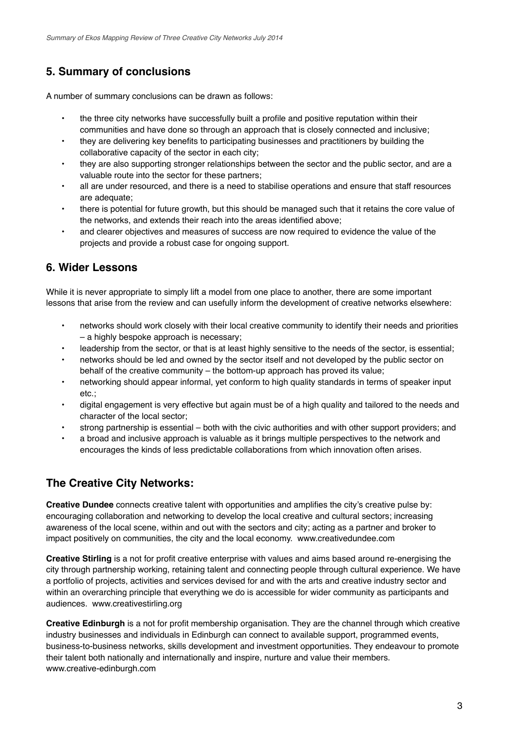## 5. Summary of conclusions

A number of summary conclusions can be drawn as follows:

- the three city networks have successfully built a profile and positive reputation within their communities and have done so through an approach that is closely connected and inclusive;
- they are delivering key benefits to participating businesses and practitioners by building the collaborative capacity of the sector in each city;
- they are also supporting stronger relationships between the sector and the public sector, and are a valuable route into the sector for these partners;
- all are under resourced, and there is a need to stabilise operations and ensure that staff resources are adequate;
- there is potential for future growth, but this should be managed such that it retains the core value of the networks, and extends their reach into the areas identified above;
- and clearer objectives and measures of success are now required to evidence the value of the projects and provide a robust case for ongoing support.

## 6. Wider Lessons

While it is never appropriate to simply lift a model from one place to another, there are some important lessons that arise from the review and can usefully inform the development of creative networks elsewhere:

- networks should work closely with their local creative community to identify their needs and priorities – a highly bespoke approach is necessary;
- leadership from the sector, or that is at least highly sensitive to the needs of the sector, is essential;
- networks should be led and owned by the sector itself and not developed by the public sector on behalf of the creative community – the bottom-up approach has proved its value;
- networking should appear informal, yet conform to high quality standards in terms of speaker input etc.;
- digital engagement is very effective but again must be of a high quality and tailored to the needs and character of the local sector;
- strong partnership is essential – both with the civic authorities and with other support providers; and
- a broad and inclusive approach is valuable as it brings multiple perspectives to the network and encourages the kinds of less predictable collaborations from which innovation often arises.

## The Creative City Networks:

**Creative Dundee** connects creative talent with opportunities and amplifies the city's creative pulse by: encouraging collaboration and networking to develop the local creative and cultural sectors; increasing awareness of the local scene, within and out with the sectors and city; acting as a partner and broker to impact positively on communities, the city and the local economy. www.creativedundee.com

**Creative Stirling** is a not for profit creative enterprise with values and aims based around re-energising the city through partnership working, retaining talent and connecting people through cultural experience. We have a portfolio of projects, activities and services devised for and with the arts and creative industry sector and within an overarching principle that everything we do is accessible for wider community as participants and audiences. www.creativestirling.org

**Creative Edinburgh** is a not for profit membership organisation. They are the channel through which creative industry businesses and individuals in Edinburgh can connect to available support, programmed events, business-to-business networks, skills development and investment opportunities. They endeavour to promote their talent both nationally and internationally and inspire, nurture and value their members. www.creative-edinburgh.com